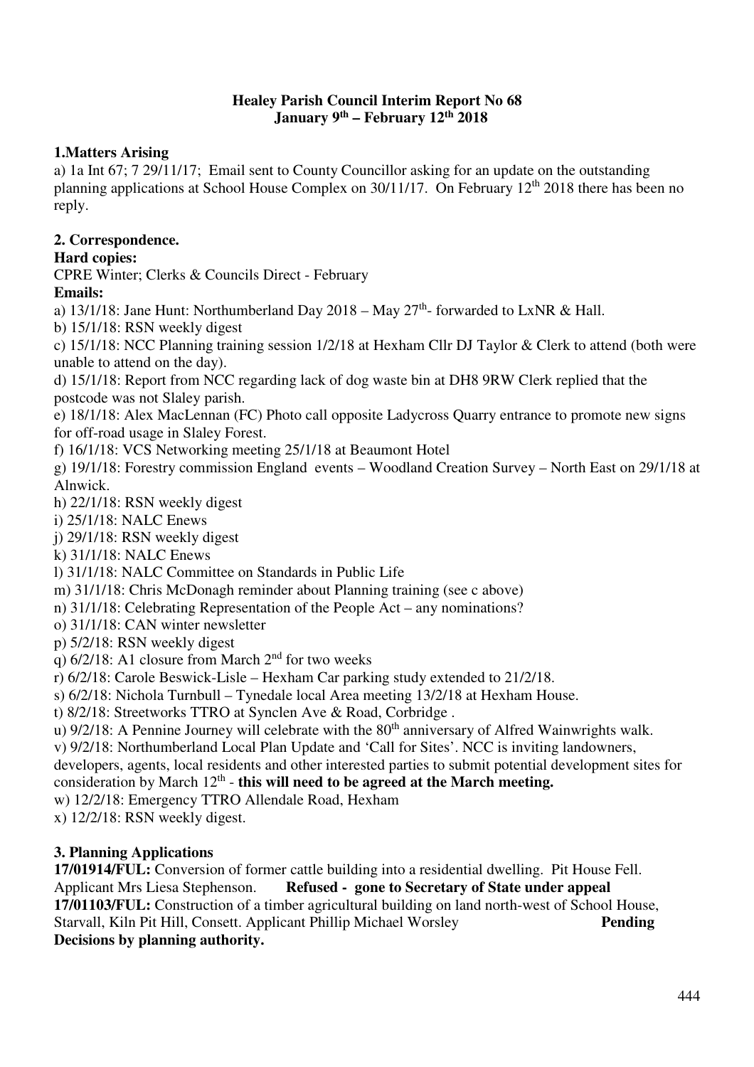**Healey Parish Council Interim Report No 68**
**January 9th – February 12th 2018**

**1.Matters Arising**

a) 1a Int 67; 7 29/11/17; Email sent to County Councillor asking for an update on the outstanding planning applications at School House Complex on 30/11/17. On February 12th 2018 there has been no reply.

**2. Correspondence.**

**Hard copies:**

CPRE Winter; Clerks & Councils Direct - February

**Emails:**

a) 13/1/18: Jane Hunt: Northumberland Day 2018 – May 27th- forwarded to LxNR & Hall.
b) 15/1/18: RSN weekly digest
c) 15/1/18: NCC Planning training session 1/2/18 at Hexham Cllr DJ Taylor & Clerk to attend (both were unable to attend on the day).
d) 15/1/18: Report from NCC regarding lack of dog waste bin at DH8 9RW Clerk replied that the postcode was not Slaley parish.
e) 18/1/18: Alex MacLennan (FC) Photo call opposite Ladycross Quarry entrance to promote new signs for off-road usage in Slaley Forest.
f) 16/1/18: VCS Networking meeting 25/1/18 at Beaumont Hotel
g) 19/1/18: Forestry commission England events – Woodland Creation Survey – North East on 29/1/18 at Alnwick.
h) 22/1/18: RSN weekly digest
i) 25/1/18: NALC Enews
j) 29/1/18: RSN weekly digest
k) 31/1/18: NALC Enews
l) 31/1/18: NALC Committee on Standards in Public Life
m) 31/1/18: Chris McDonagh reminder about Planning training (see c above)
n) 31/1/18: Celebrating Representation of the People Act – any nominations?
o) 31/1/18: CAN winter newsletter
p) 5/2/18: RSN weekly digest
q) 6/2/18: A1 closure from March 2nd for two weeks
r) 6/2/18: Carole Beswick-Lisle – Hexham Car parking study extended to 21/2/18.
s) 6/2/18: Nichola Turnbull – Tynedale local Area meeting 13/2/18 at Hexham House.
t) 8/2/18: Streetworks TTRO at Synclen Ave & Road, Corbridge .
u) 9/2/18: A Pennine Journey will celebrate with the 80th anniversary of Alfred Wainwrights walk.
v) 9/2/18: Northumberland Local Plan Update and 'Call for Sites'. NCC is inviting landowners, developers, agents, local residents and other interested parties to submit potential development sites for consideration by March 12th - **this will need to be agreed at the March meeting.**
w) 12/2/18: Emergency TTRO Allendale Road, Hexham
x) 12/2/18: RSN weekly digest.

**3. Planning Applications**

**17/01914/FUL:** Conversion of former cattle building into a residential dwelling. Pit House Fell. Applicant Mrs Liesa Stephenson. **Refused - gone to Secretary of State under appeal**

**17/01103/FUL:** Construction of a timber agricultural building on land north-west of School House, Starvall, Kiln Pit Hill, Consett. Applicant Phillip Michael Worsley **Pending**

**Decisions by planning authority.**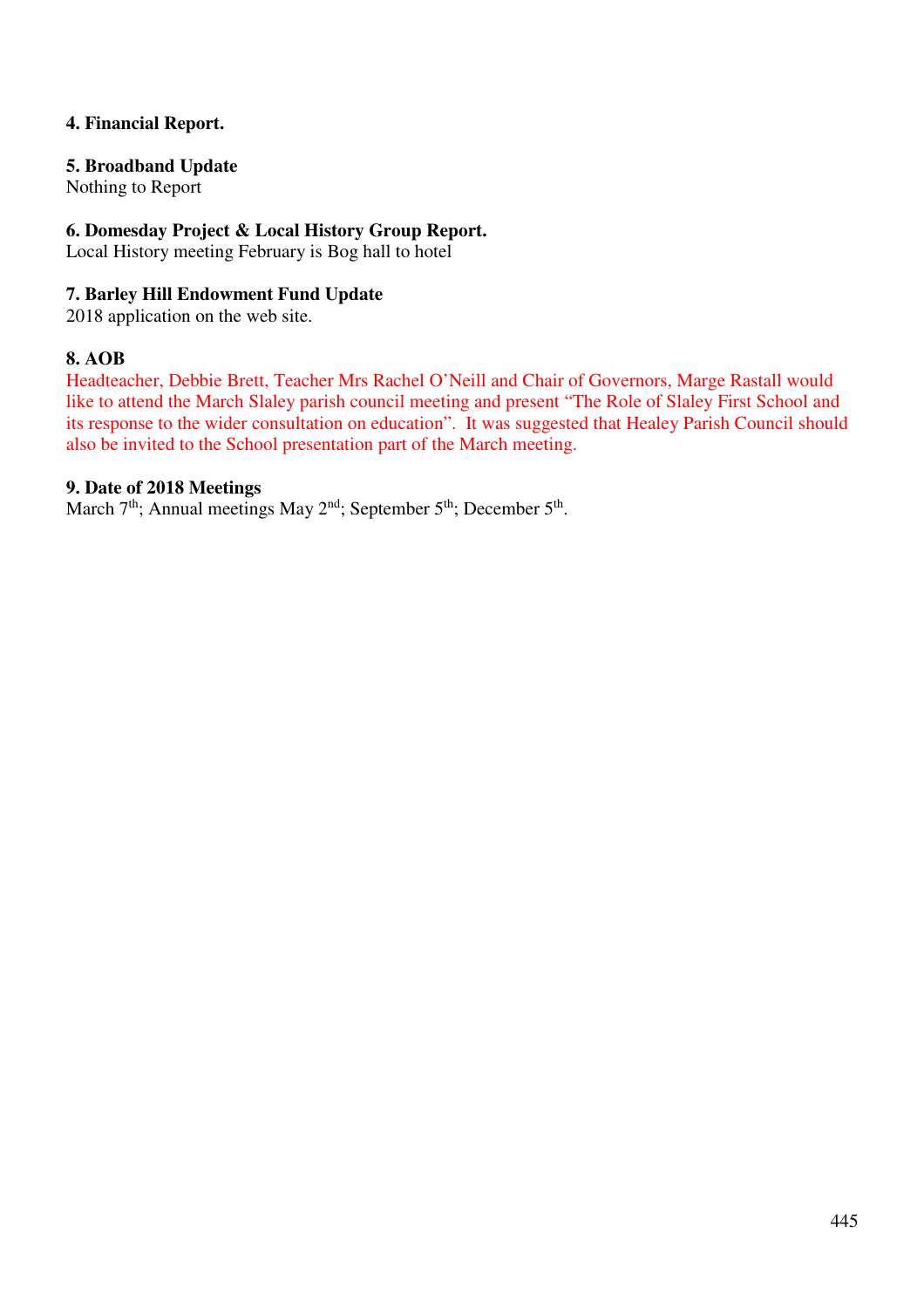**4. Financial Report.**

**5. Broadband Update**
Nothing to Report

**6. Domesday Project & Local History Group Report.**
Local History meeting February is Bog hall to hotel

**7. Barley Hill Endowment Fund Update**
2018 application on the web site.

**8. AOB**
Headteacher, Debbie Brett, Teacher Mrs Rachel O'Neill and Chair of Governors, Marge Rastall would like to attend the March Slaley parish council meeting and present "The Role of Slaley First School and its response to the wider consultation on education". It was suggested that Healey Parish Council should also be invited to the School presentation part of the March meeting.

**9. Date of 2018 Meetings**
March 7th; Annual meetings May 2nd; September 5th; December 5th.